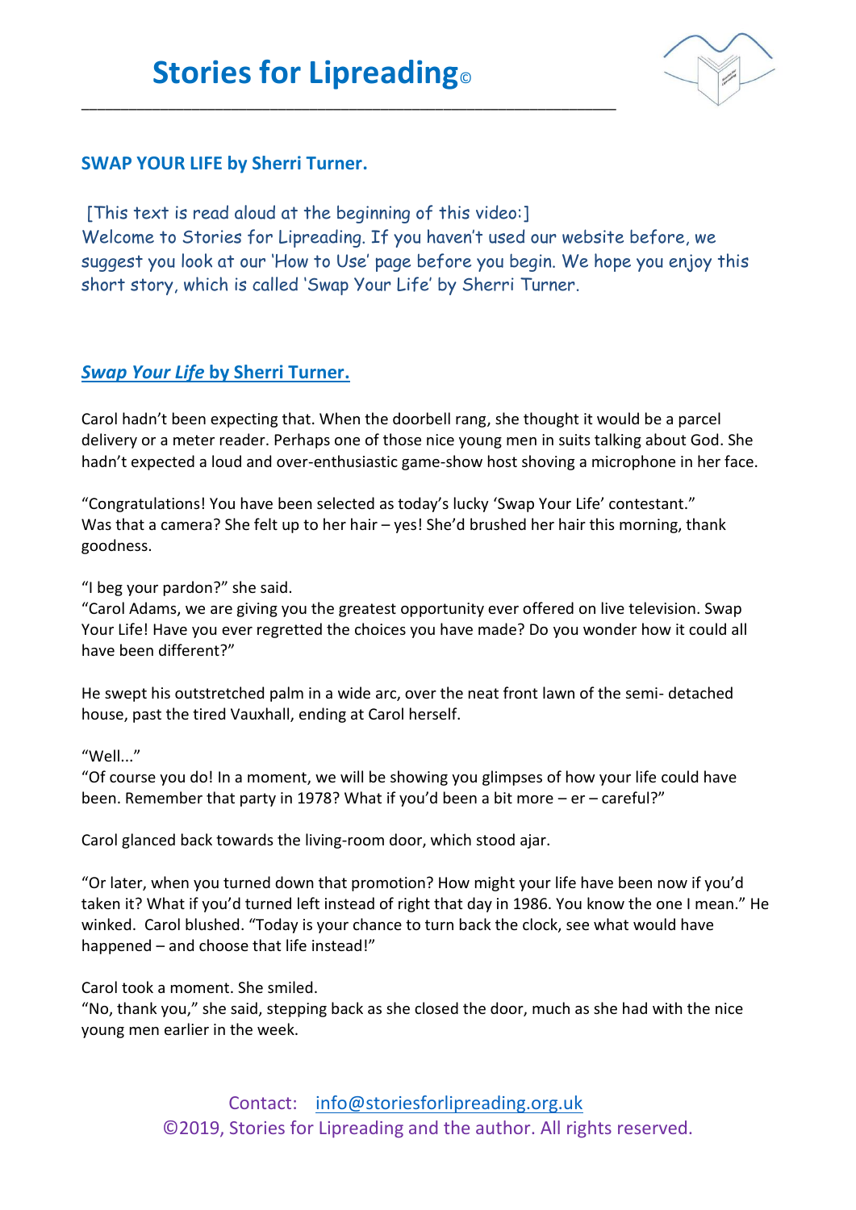# Stories for Lipreading©

## SWAP YOUR LIFE by Sherri Turner.

[This text is read aloud at the beginning of this video:]
Welcome to Stories for Lipreading. If you haven't used our website before, we suggest you look at our 'How to Use' page before you begin. We hope you enjoy this short story, which is called 'Swap Your Life' by Sherri Turner.

## *Swap Your Life* by Sherri Turner.

Carol hadn't been expecting that. When the doorbell rang, she thought it would be a parcel delivery or a meter reader. Perhaps one of those nice young men in suits talking about God. She hadn't expected a loud and over-enthusiastic game-show host shoving a microphone in her face.

"Congratulations! You have been selected as today's lucky 'Swap Your Life' contestant."
Was that a camera? She felt up to her hair – yes! She'd brushed her hair this morning, thank goodness.

"I beg your pardon?" she said.
"Carol Adams, we are giving you the greatest opportunity ever offered on live television. Swap Your Life! Have you ever regretted the choices you have made? Do you wonder how it could all have been different?"

He swept his outstretched palm in a wide arc, over the neat front lawn of the semi- detached house, past the tired Vauxhall, ending at Carol herself.

"Well..."
"Of course you do! In a moment, we will be showing you glimpses of how your life could have been. Remember that party in 1978? What if you'd been a bit more – er – careful?"

Carol glanced back towards the living-room door, which stood ajar.

"Or later, when you turned down that promotion? How might your life have been now if you'd taken it? What if you'd turned left instead of right that day in 1986. You know the one I mean." He winked. Carol blushed. "Today is your chance to turn back the clock, see what would have happened – and choose that life instead!"

Carol took a moment. She smiled.
"No, thank you," she said, stepping back as she closed the door, much as she had with the nice young men earlier in the week.

Contact: info@storiesforlipreading.org.uk
©2019, Stories for Lipreading and the author. All rights reserved.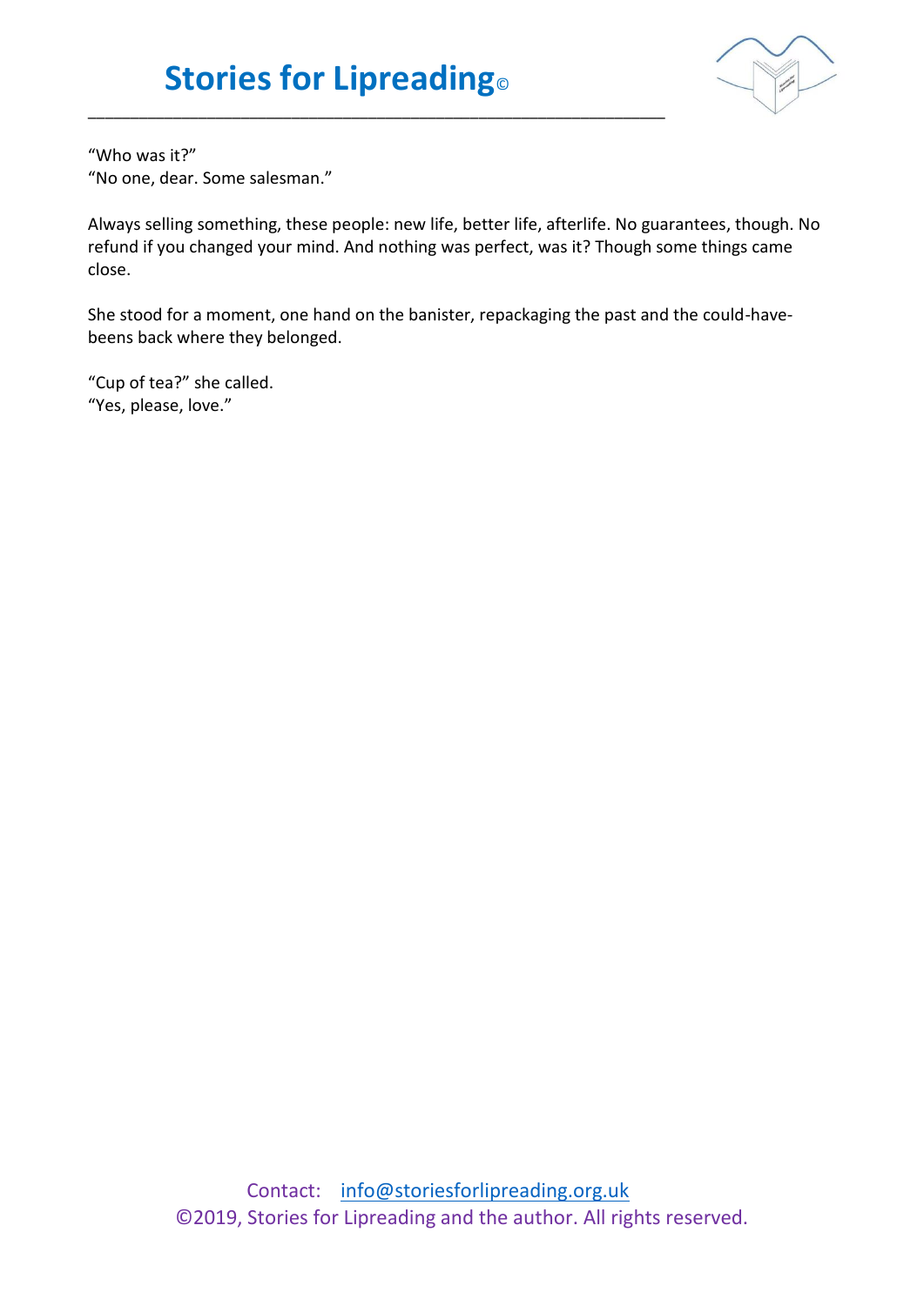"Who was it?"
"No one, dear. Some salesman."

Always selling something, these people: new life, better life, afterlife. No guarantees, though. No refund if you changed your mind. And nothing was perfect, was it? Though some things came close.

She stood for a moment, one hand on the banister, repackaging the past and the could-have-beens back where they belonged.

"Cup of tea?" she called.
"Yes, please, love."